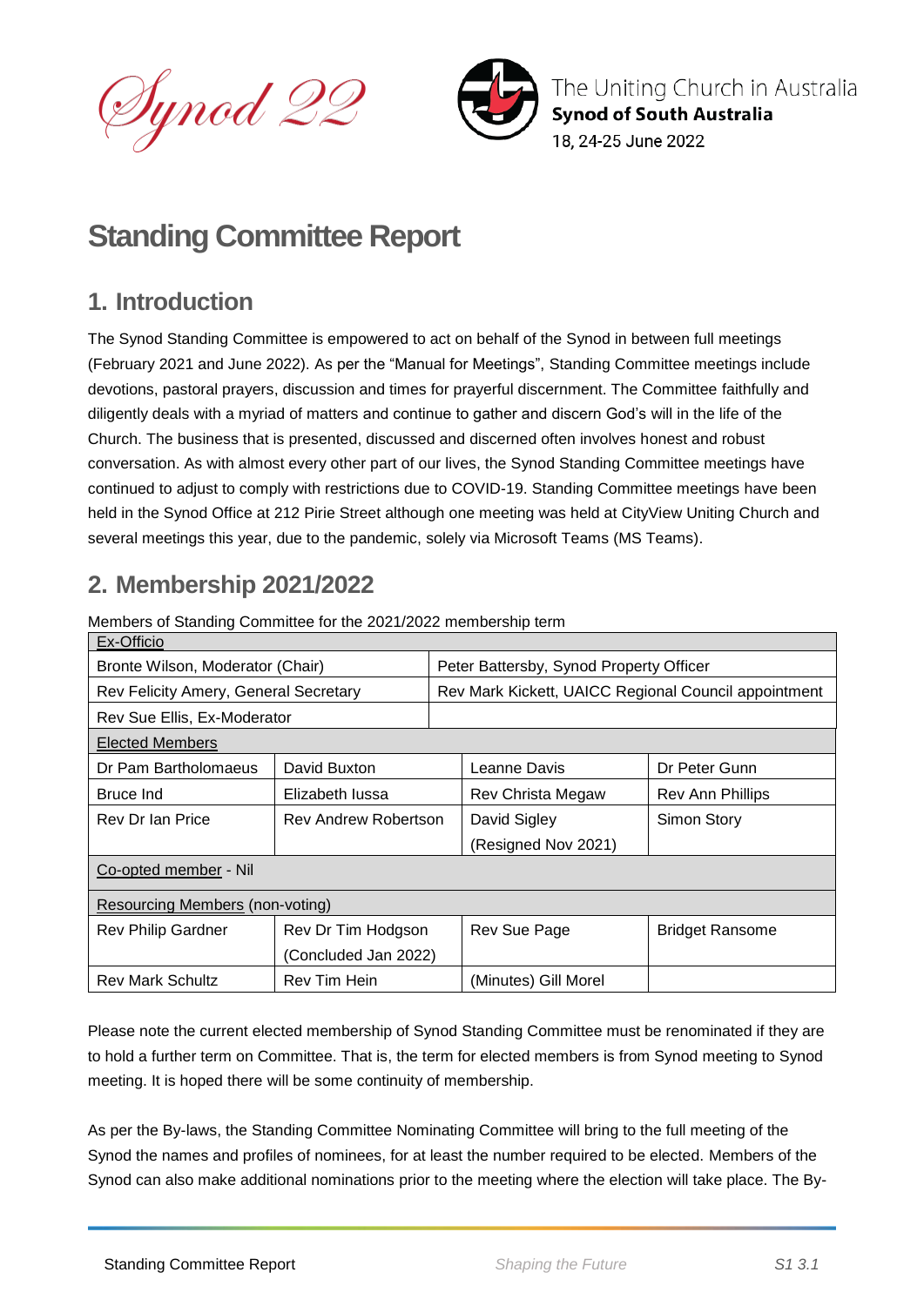Synod 22

The Uniting Church in Australia
**Synod of South Australia**
18, 24-25 June 2022

# Standing Committee Report

## 1. Introduction

The Synod Standing Committee is empowered to act on behalf of the Synod in between full meetings (February 2021 and June 2022). As per the "Manual for Meetings", Standing Committee meetings include devotions, pastoral prayers, discussion and times for prayerful discernment. The Committee faithfully and diligently deals with a myriad of matters and continue to gather and discern God's will in the life of the Church. The business that is presented, discussed and discerned often involves honest and robust conversation. As with almost every other part of our lives, the Synod Standing Committee meetings have continued to adjust to comply with restrictions due to COVID-19. Standing Committee meetings have been held in the Synod Office at 212 Pirie Street although one meeting was held at CityView Uniting Church and several meetings this year, due to the pandemic, solely via Microsoft Teams (MS Teams).

## 2. Membership 2021/2022

Members of Standing Committee for the 2021/2022 membership term

| Ex-Officio | | | |
|---|---|---|---|
| Bronte Wilson, Moderator (Chair) | | Peter Battersby, Synod Property Officer | |
| Rev Felicity Amery, General Secretary | | Rev Mark Kickett, UAICC Regional Council appointment | |
| Rev Sue Ellis, Ex-Moderator | | | |
| **Elected Members** | | | |
| Dr Pam Bartholomaeus | David Buxton | Leanne Davis | Dr Peter Gunn |
| Bruce Ind | Elizabeth Iussa | Rev Christa Megaw | Rev Ann Phillips |
| Rev Dr Ian Price | Rev Andrew Robertson | David Sigley (Resigned Nov 2021) | Simon Story |
| **Co-opted member** - Nil | | | |
| **Resourcing Members** (non-voting) | | | |
| Rev Philip Gardner | Rev Dr Tim Hodgson (Concluded Jan 2022) | Rev Sue Page | Bridget Ransome |
| Rev Mark Schultz | Rev Tim Hein | (Minutes) Gill Morel | |

Please note the current elected membership of Synod Standing Committee must be renominated if they are to hold a further term on Committee. That is, the term for elected members is from Synod meeting to Synod meeting. It is hoped there will be some continuity of membership.

As per the By-laws, the Standing Committee Nominating Committee will bring to the full meeting of the Synod the names and profiles of nominees, for at least the number required to be elected. Members of the Synod can also make additional nominations prior to the meeting where the election will take place. The By-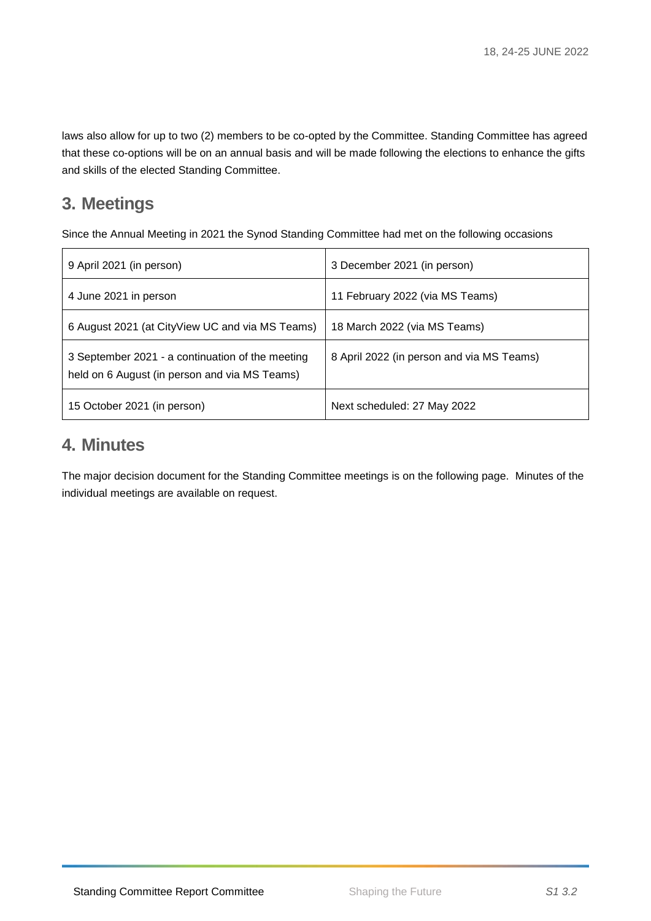laws also allow for up to two (2) members to be co-opted by the Committee. Standing Committee has agreed that these co-options will be on an annual basis and will be made following the elections to enhance the gifts and skills of the elected Standing Committee.

## 3. Meetings

Since the Annual Meeting in 2021 the Synod Standing Committee had met on the following occasions

| | |
|---|---|
| 9 April 2021 (in person) | 3 December 2021 (in person) |
| 4 June 2021 in person | 11 February 2022 (via MS Teams) |
| 6 August 2021 (at CityView UC and via MS Teams) | 18 March 2022 (via MS Teams) |
| 3 September 2021 - a continuation of the meeting held on 6 August (in person and via MS Teams) | 8 April 2022 (in person and via MS Teams) |
| 15 October 2021 (in person) | Next scheduled: 27 May 2022 |

## 4. Minutes

The major decision document for the Standing Committee meetings is on the following page. Minutes of the individual meetings are available on request.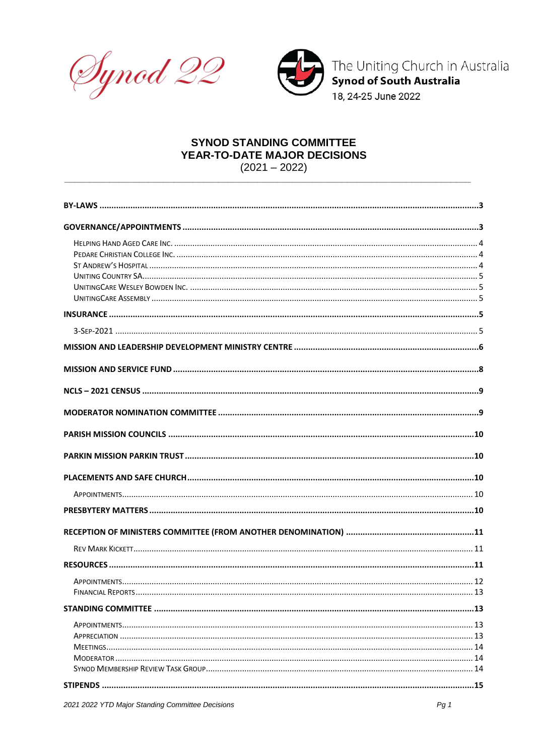Synod 22

The Uniting Church in Australia
**Synod of South Australia**
18, 24-25 June 2022

# SYNOD STANDING COMMITTEE
# YEAR-TO-DATE MAJOR DECISIONS
(2021 – 2022)

---

**BY-LAWS** ............................................................ **3**

**GOVERNANCE/APPOINTMENTS** ............................................................ **3**

- Helping Hand Aged Care Inc. ............................................................ 4
- Pedare Christian College Inc. ............................................................ 4
- St Andrew's Hospital ............................................................ 4
- Uniting Country SA ............................................................ 5
- UnitingCare Wesley Bowden Inc. ............................................................ 5
- UnitingCare Assembly ............................................................ 5

**INSURANCE** ............................................................ **5**

- 3-Sep-2021 ............................................................ 5

**MISSION AND LEADERSHIP DEVELOPMENT MINISTRY CENTRE** ............................................................ **6**

**MISSION AND SERVICE FUND** ............................................................ **8**

**NCLS – 2021 CENSUS** ............................................................ **9**

**MODERATOR NOMINATION COMMITTEE** ............................................................ **9**

**PARISH MISSION COUNCILS** ............................................................ **10**

**PARKIN MISSION PARKIN TRUST** ............................................................ **10**

**PLACEMENTS AND SAFE CHURCH** ............................................................ **10**

- Appointments ............................................................ 10

**PRESBYTERY MATTERS** ............................................................ **10**

**RECEPTION OF MINISTERS COMMITTEE (FROM ANOTHER DENOMINATION)** ............................................................ **11**

- Rev Mark Kickett ............................................................ 11

**RESOURCES** ............................................................ **11**

- Appointments ............................................................ 12
- Financial Reports ............................................................ 13

**STANDING COMMITTEE** ............................................................ **13**

- Appointments ............................................................ 13
- Appreciation ............................................................ 13
- Meetings ............................................................ 14
- Moderator ............................................................ 14
- Synod Membership Review Task Group ............................................................ 14

**STIPENDS** ............................................................ **15**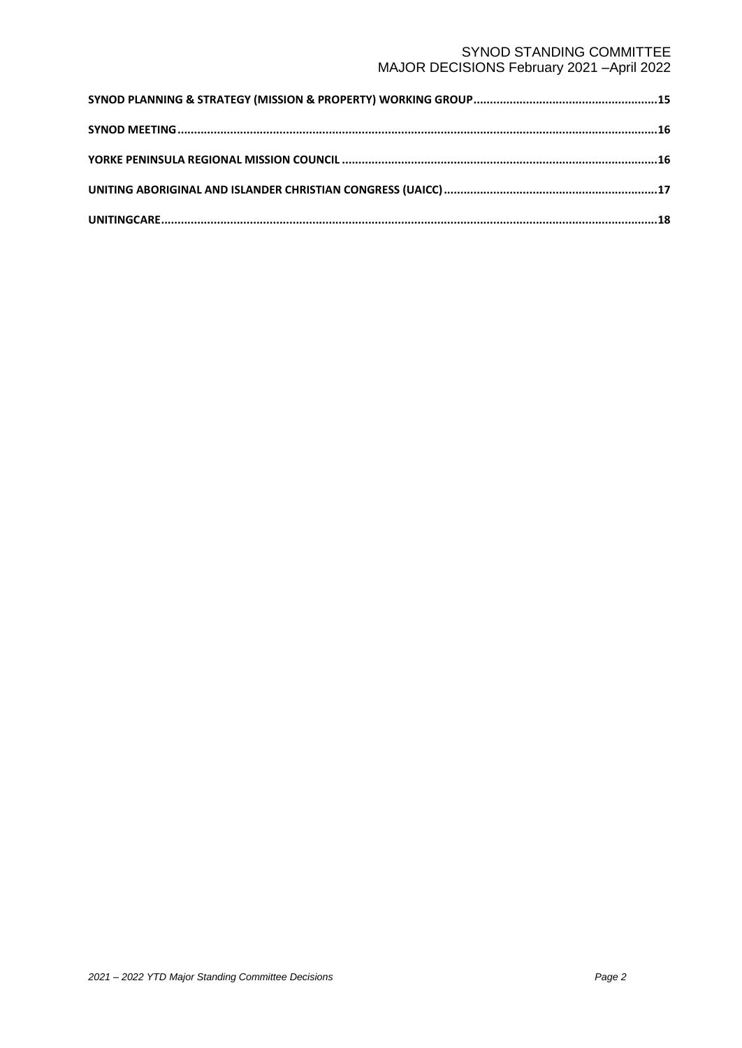SYNOD PLANNING & STRATEGY (MISSION & PROPERTY) WORKING GROUP....................................................15

SYNOD MEETING..............................................................................................................................................16

YORKE PENINSULA REGIONAL MISSION COUNCIL ..............................................................................................16

UNITING ABORIGINAL AND ISLANDER CHRISTIAN CONGRESS (UAICC)...............................................................17

UNITINGCARE..................................................................................................................................................18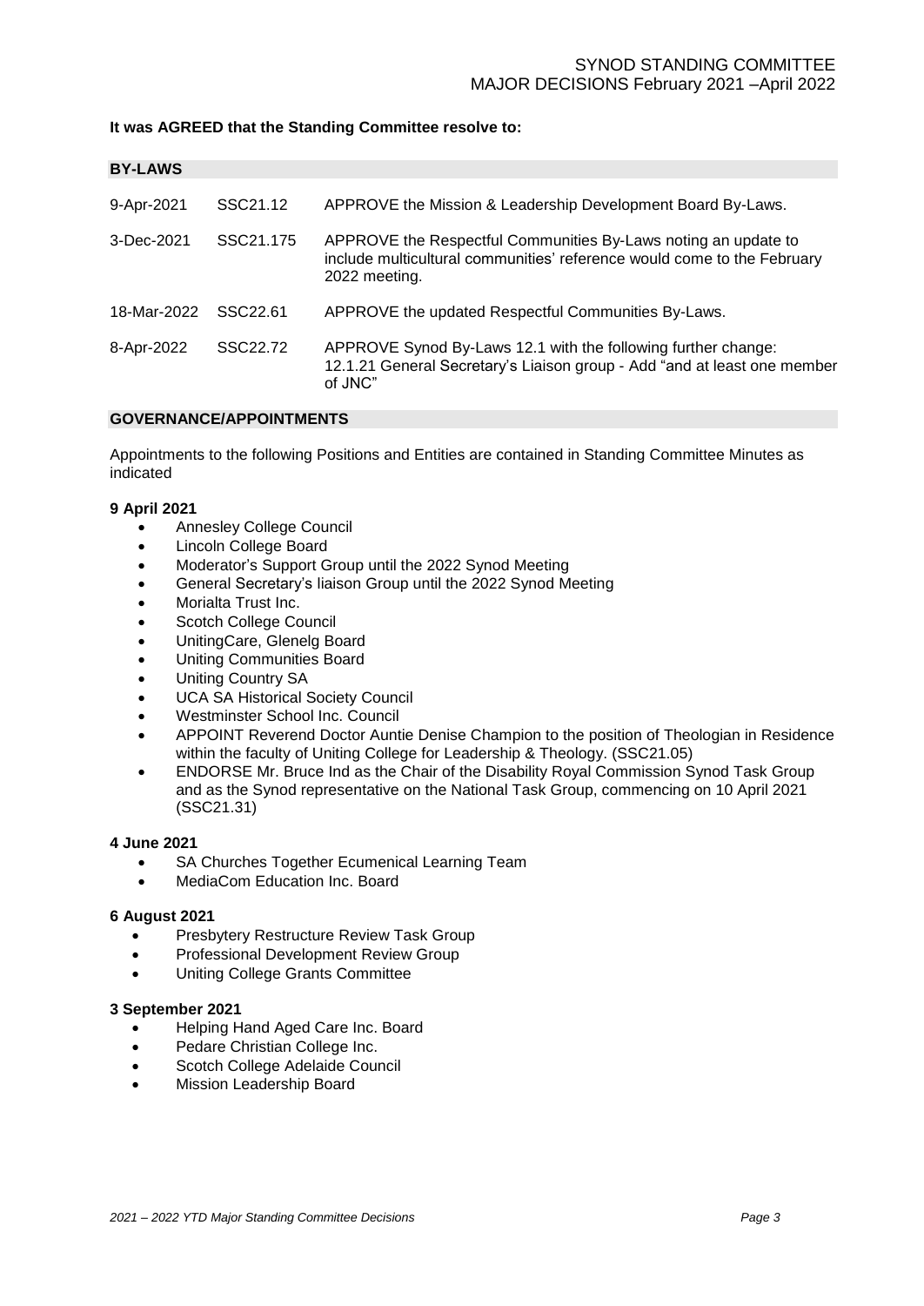**It was AGREED that the Standing Committee resolve to:**

## BY-LAWS

| | | |
|---|---|---|
| 9-Apr-2021 | SSC21.12 | APPROVE the Mission & Leadership Development Board By-Laws. |
| 3-Dec-2021 | SSC21.175 | APPROVE the Respectful Communities By-Laws noting an update to include multicultural communities' reference would come to the February 2022 meeting. |
| 18-Mar-2022 | SSC22.61 | APPROVE the updated Respectful Communities By-Laws. |
| 8-Apr-2022 | SSC22.72 | APPROVE Synod By-Laws 12.1 with the following further change: 12.1.21 General Secretary's Liaison group - Add "and at least one member of JNC" |

## GOVERNANCE/APPOINTMENTS

Appointments to the following Positions and Entities are contained in Standing Committee Minutes as indicated

**9 April 2021**

- Annesley College Council
- Lincoln College Board
- Moderator's Support Group until the 2022 Synod Meeting
- General Secretary's liaison Group until the 2022 Synod Meeting
- Morialta Trust Inc.
- Scotch College Council
- UnitingCare, Glenelg Board
- Uniting Communities Board
- Uniting Country SA
- UCA SA Historical Society Council
- Westminster School Inc. Council
- APPOINT Reverend Doctor Auntie Denise Champion to the position of Theologian in Residence within the faculty of Uniting College for Leadership & Theology. (SSC21.05)
- ENDORSE Mr. Bruce Ind as the Chair of the Disability Royal Commission Synod Task Group and as the Synod representative on the National Task Group, commencing on 10 April 2021 (SSC21.31)

**4 June 2021**

- SA Churches Together Ecumenical Learning Team
- MediaCom Education Inc. Board

**6 August 2021**

- Presbytery Restructure Review Task Group
- Professional Development Review Group
- Uniting College Grants Committee

**3 September 2021**

- Helping Hand Aged Care Inc. Board
- Pedare Christian College Inc.
- Scotch College Adelaide Council
- Mission Leadership Board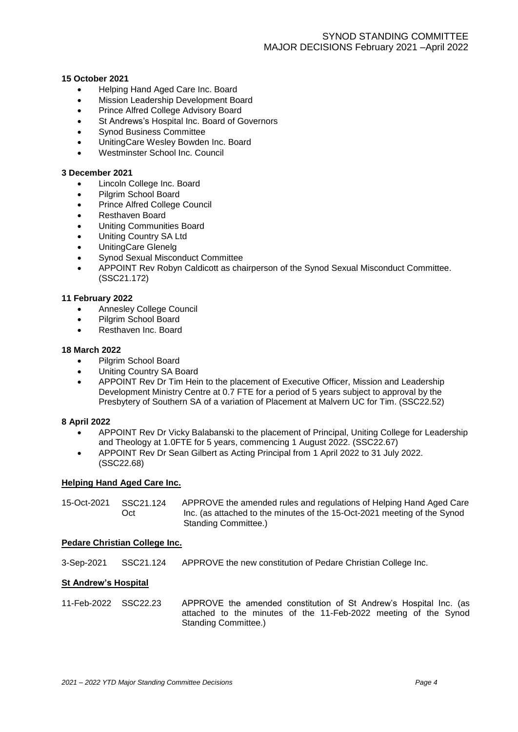**15 October 2021**

- Helping Hand Aged Care Inc. Board
- Mission Leadership Development Board
- Prince Alfred College Advisory Board
- St Andrews's Hospital Inc. Board of Governors
- Synod Business Committee
- UnitingCare Wesley Bowden Inc. Board
- Westminster School Inc. Council

**3 December 2021**

- Lincoln College Inc. Board
- Pilgrim School Board
- Prince Alfred College Council
- Resthaven Board
- Uniting Communities Board
- Uniting Country SA Ltd
- UnitingCare Glenelg
- Synod Sexual Misconduct Committee
- APPOINT Rev Robyn Caldicott as chairperson of the Synod Sexual Misconduct Committee. (SSC21.172)

**11 February 2022**

- Annesley College Council
- Pilgrim School Board
- Resthaven Inc. Board

**18 March 2022**

- Pilgrim School Board
- Uniting Country SA Board
- APPOINT Rev Dr Tim Hein to the placement of Executive Officer, Mission and Leadership Development Ministry Centre at 0.7 FTE for a period of 5 years subject to approval by the Presbytery of Southern SA of a variation of Placement at Malvern UC for Tim. (SSC22.52)

**8 April 2022**

- APPOINT Rev Dr Vicky Balabanski to the placement of Principal, Uniting College for Leadership and Theology at 1.0FTE for 5 years, commencing 1 August 2022. (SSC22.67)
- APPOINT Rev Dr Sean Gilbert as Acting Principal from 1 April 2022 to 31 July 2022. (SSC22.68)

**Helping Hand Aged Care Inc.**

| | | |
|---|---|---|
| 15-Oct-2021 | SSC21.124 Oct | APPROVE the amended rules and regulations of Helping Hand Aged Care Inc. (as attached to the minutes of the 15-Oct-2021 meeting of the Synod Standing Committee.) |

**Pedare Christian College Inc.**

| | | |
|---|---|---|
| 3-Sep-2021 | SSC21.124 | APPROVE the new constitution of Pedare Christian College Inc. |

**St Andrew's Hospital**

| | | |
|---|---|---|
| 11-Feb-2022 | SSC22.23 | APPROVE the amended constitution of St Andrew's Hospital Inc. (as attached to the minutes of the 11-Feb-2022 meeting of the Synod Standing Committee.) |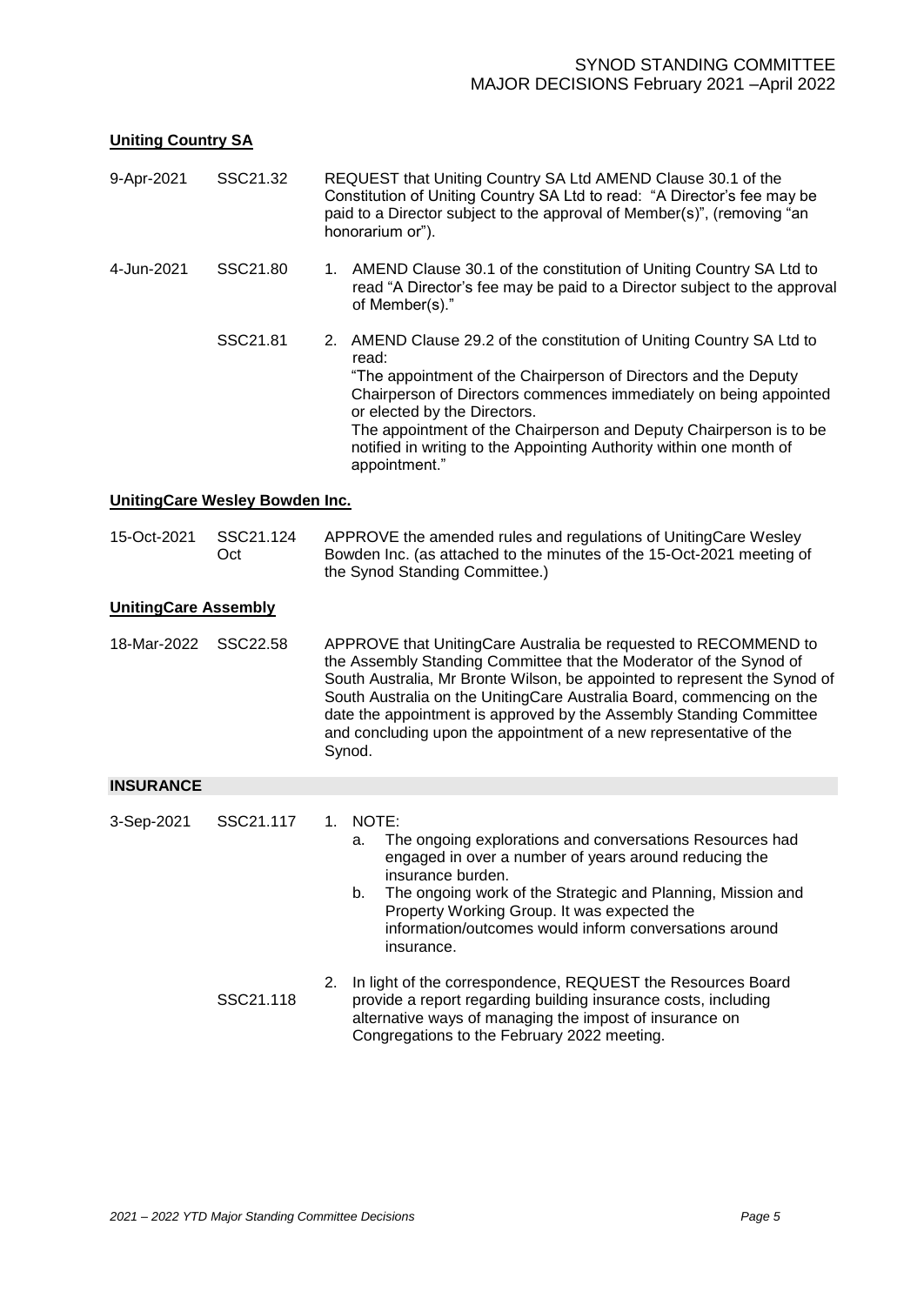### Uniting Country SA

| | | |
|---|---|---|
| 9-Apr-2021 | SSC21.32 | REQUEST that Uniting Country SA Ltd AMEND Clause 30.1 of the Constitution of Uniting Country SA Ltd to read: "A Director's fee may be paid to a Director subject to the approval of Member(s)", (removing "an honorarium or"). |
| 4-Jun-2021 | SSC21.80 | 1. AMEND Clause 30.1 of the constitution of Uniting Country SA Ltd to read "A Director's fee may be paid to a Director subject to the approval of Member(s)." |
| | SSC21.81 | 2. AMEND Clause 29.2 of the constitution of Uniting Country SA Ltd to read: "The appointment of the Chairperson of Directors and the Deputy Chairperson of Directors commences immediately on being appointed or elected by the Directors. The appointment of the Chairperson and Deputy Chairperson is to be notified in writing to the Appointing Authority within one month of appointment." |

### UnitingCare Wesley Bowden Inc.

| | | |
|---|---|---|
| 15-Oct-2021 | SSC21.124 Oct | APPROVE the amended rules and regulations of UnitingCare Wesley Bowden Inc. (as attached to the minutes of the 15-Oct-2021 meeting of the Synod Standing Committee.) |

### UnitingCare Assembly

| | | |
|---|---|---|
| 18-Mar-2022 | SSC22.58 | APPROVE that UnitingCare Australia be requested to RECOMMEND to the Assembly Standing Committee that the Moderator of the Synod of South Australia, Mr Bronte Wilson, be appointed to represent the Synod of South Australia on the UnitingCare Australia Board, commencing on the date the appointment is approved by the Assembly Standing Committee and concluding upon the appointment of a new representative of the Synod. |

## INSURANCE

| | | |
|---|---|---|
| 3-Sep-2021 | SSC21.117 | 1. NOTE:<br>a. The ongoing explorations and conversations Resources had engaged in over a number of years around reducing the insurance burden.<br>b. The ongoing work of the Strategic and Planning, Mission and Property Working Group. It was expected the information/outcomes would inform conversations around insurance. |
| | SSC21.118 | 2. In light of the correspondence, REQUEST the Resources Board provide a report regarding building insurance costs, including alternative ways of managing the impost of insurance on Congregations to the February 2022 meeting. |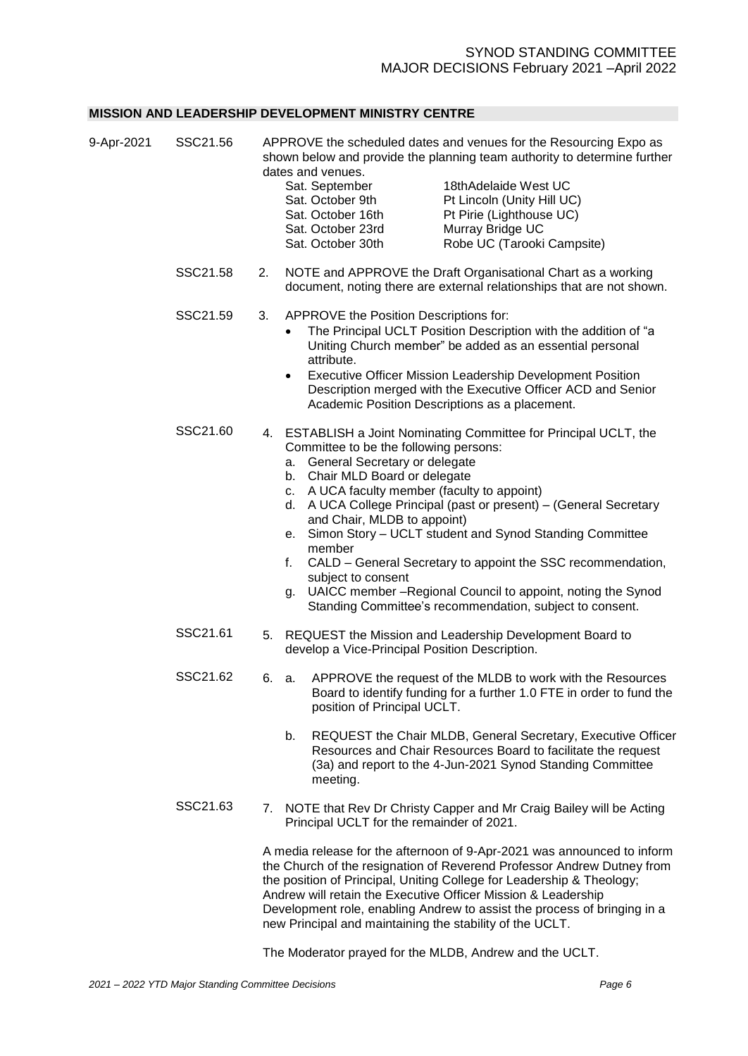## MISSION AND LEADERSHIP DEVELOPMENT MINISTRY CENTRE

9-Apr-2021 SSC21.56 APPROVE the scheduled dates and venues for the Resourcing Expo as shown below and provide the planning team authority to determine further dates and venues.

| | |
|---|---|
| Sat. September | 18thAdelaide West UC |
| Sat. October 9th | Pt Lincoln (Unity Hill UC) |
| Sat. October 16th | Pt Pirie (Lighthouse UC) |
| Sat. October 23rd | Murray Bridge UC |
| Sat. October 30th | Robe UC (Tarooki Campsite) |

SSC21.58 2. NOTE and APPROVE the Draft Organisational Chart as a working document, noting there are external relationships that are not shown.

SSC21.59 3. APPROVE the Position Descriptions for:

- The Principal UCLT Position Description with the addition of "a Uniting Church member" be added as an essential personal attribute.
- Executive Officer Mission Leadership Development Position Description merged with the Executive Officer ACD and Senior Academic Position Descriptions as a placement.

SSC21.60 4. ESTABLISH a Joint Nominating Committee for Principal UCLT, the Committee to be the following persons:

a. General Secretary or delegate
b. Chair MLD Board or delegate
c. A UCA faculty member (faculty to appoint)
d. A UCA College Principal (past or present) – (General Secretary and Chair, MLDB to appoint)
e. Simon Story – UCLT student and Synod Standing Committee member
f. CALD – General Secretary to appoint the SSC recommendation, subject to consent
g. UAICC member –Regional Council to appoint, noting the Synod Standing Committee's recommendation, subject to consent.

SSC21.61 5. REQUEST the Mission and Leadership Development Board to develop a Vice-Principal Position Description.

SSC21.62 6. a. APPROVE the request of the MLDB to work with the Resources Board to identify funding for a further 1.0 FTE in order to fund the position of Principal UCLT.

b. REQUEST the Chair MLDB, General Secretary, Executive Officer Resources and Chair Resources Board to facilitate the request (3a) and report to the 4-Jun-2021 Synod Standing Committee meeting.

SSC21.63 7. NOTE that Rev Dr Christy Capper and Mr Craig Bailey will be Acting Principal UCLT for the remainder of 2021.

A media release for the afternoon of 9-Apr-2021 was announced to inform the Church of the resignation of Reverend Professor Andrew Dutney from the position of Principal, Uniting College for Leadership & Theology; Andrew will retain the Executive Officer Mission & Leadership Development role, enabling Andrew to assist the process of bringing in a new Principal and maintaining the stability of the UCLT.

The Moderator prayed for the MLDB, Andrew and the UCLT.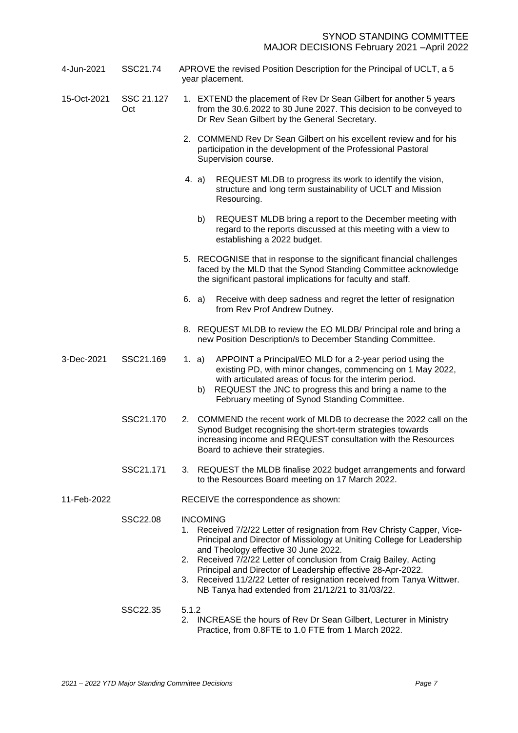| Date | Ref | Decision |
|---|---|---|
| 4-Jun-2021 | SSC21.74 | APROVE the revised Position Description for the Principal of UCLT, a 5 year placement. |
| 15-Oct-2021 | SSC 21.127 Oct | 1. EXTEND the placement of Rev Dr Sean Gilbert for another 5 years from the 30.6.2022 to 30 June 2027. This decision to be conveyed to Dr Rev Sean Gilbert by the General Secretary. |
| | | 2. COMMEND Rev Dr Sean Gilbert on his excellent review and for his participation in the development of the Professional Pastoral Supervision course. |
| | | 4. a) REQUEST MLDB to progress its work to identify the vision, structure and long term sustainability of UCLT and Mission Resourcing. |
| | | b) REQUEST MLDB bring a report to the December meeting with regard to the reports discussed at this meeting with a view to establishing a 2022 budget. |
| | | 5. RECOGNISE that in response to the significant financial challenges faced by the MLD that the Synod Standing Committee acknowledge the significant pastoral implications for faculty and staff. |
| | | 6. a) Receive with deep sadness and regret the letter of resignation from Rev Prof Andrew Dutney. |
| | | 8. REQUEST MLDB to review the EO MLDB/ Principal role and bring a new Position Description/s to December Standing Committee. |
| 3-Dec-2021 | SSC21.169 | 1. a) APPOINT a Principal/EO MLD for a 2-year period using the existing PD, with minor changes, commencing on 1 May 2022, with articulated areas of focus for the interim period.<br>b) REQUEST the JNC to progress this and bring a name to the February meeting of Synod Standing Committee. |
| | SSC21.170 | 2. COMMEND the recent work of MLDB to decrease the 2022 call on the Synod Budget recognising the short-term strategies towards increasing income and REQUEST consultation with the Resources Board to achieve their strategies. |
| | SSC21.171 | 3. REQUEST the MLDB finalise 2022 budget arrangements and forward to the Resources Board meeting on 17 March 2022. |
| 11-Feb-2022 | | RECEIVE the correspondence as shown: |
| | SSC22.08 | INCOMING<br>1. Received 7/2/22 Letter of resignation from Rev Christy Capper, Vice-Principal and Director of Missiology at Uniting College for Leadership and Theology effective 30 June 2022.<br>2. Received 7/2/22 Letter of conclusion from Craig Bailey, Acting Principal and Director of Leadership effective 28-Apr-2022.<br>3. Received 11/2/22 Letter of resignation received from Tanya Wittwer. NB Tanya had extended from 21/12/21 to 31/03/22. |
| | SSC22.35 | 5.1.2<br>2. INCREASE the hours of Rev Dr Sean Gilbert, Lecturer in Ministry Practice, from 0.8FTE to 1.0 FTE from 1 March 2022. |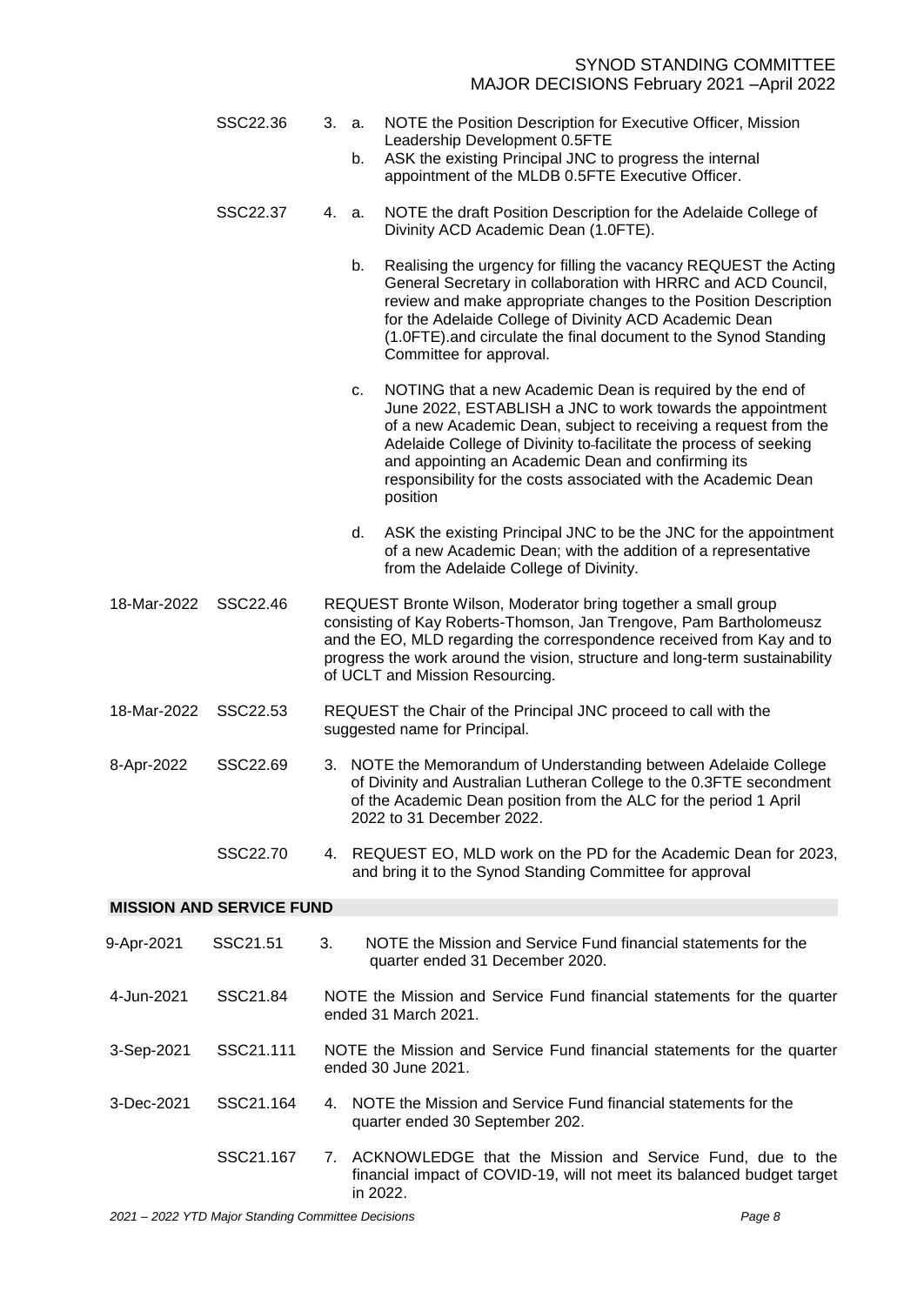| Date | Ref | Decision |
|---|---|---|
| | SSC22.36 | 3. a. NOTE the Position Description for Executive Officer, Mission Leadership Development 0.5FTE<br>b. ASK the existing Principal JNC to progress the internal appointment of the MLDB 0.5FTE Executive Officer. |
| | SSC22.37 | 4. a. NOTE the draft Position Description for the Adelaide College of Divinity ACD Academic Dean (1.0FTE).<br>b. Realising the urgency for filling the vacancy REQUEST the Acting General Secretary in collaboration with HRRC and ACD Council, review and make appropriate changes to the Position Description for the Adelaide College of Divinity ACD Academic Dean (1.0FTE).and circulate the final document to the Synod Standing Committee for approval.<br>c. NOTING that a new Academic Dean is required by the end of June 2022, ESTABLISH a JNC to work towards the appointment of a new Academic Dean, subject to receiving a request from the Adelaide College of Divinity to facilitate the process of seeking and appointing an Academic Dean and confirming its responsibility for the costs associated with the Academic Dean position<br>d. ASK the existing Principal JNC to be the JNC for the appointment of a new Academic Dean; with the addition of a representative from the Adelaide College of Divinity. |
| 18-Mar-2022 | SSC22.46 | REQUEST Bronte Wilson, Moderator bring together a small group consisting of Kay Roberts-Thomson, Jan Trengove, Pam Bartholomeusz and the EO, MLD regarding the correspondence received from Kay and to progress the work around the vision, structure and long-term sustainability of UCLT and Mission Resourcing. |
| 18-Mar-2022 | SSC22.53 | REQUEST the Chair of the Principal JNC proceed to call with the suggested name for Principal. |
| 8-Apr-2022 | SSC22.69 | 3. NOTE the Memorandum of Understanding between Adelaide College of Divinity and Australian Lutheran College to the 0.3FTE secondment of the Academic Dean position from the ALC for the period 1 April 2022 to 31 December 2022. |
| | SSC22.70 | 4. REQUEST EO, MLD work on the PD for the Academic Dean for 2023, and bring it to the Synod Standing Committee for approval |

## MISSION AND SERVICE FUND

| Date | Ref | Decision |
|---|---|---|
| 9-Apr-2021 | SSC21.51 | 3. NOTE the Mission and Service Fund financial statements for the quarter ended 31 December 2020. |
| 4-Jun-2021 | SSC21.84 | NOTE the Mission and Service Fund financial statements for the quarter ended 31 March 2021. |
| 3-Sep-2021 | SSC21.111 | NOTE the Mission and Service Fund financial statements for the quarter ended 30 June 2021. |
| 3-Dec-2021 | SSC21.164 | 4. NOTE the Mission and Service Fund financial statements for the quarter ended 30 September 202. |
| | SSC21.167 | 7. ACKNOWLEDGE that the Mission and Service Fund, due to the financial impact of COVID-19, will not meet its balanced budget target in 2022. |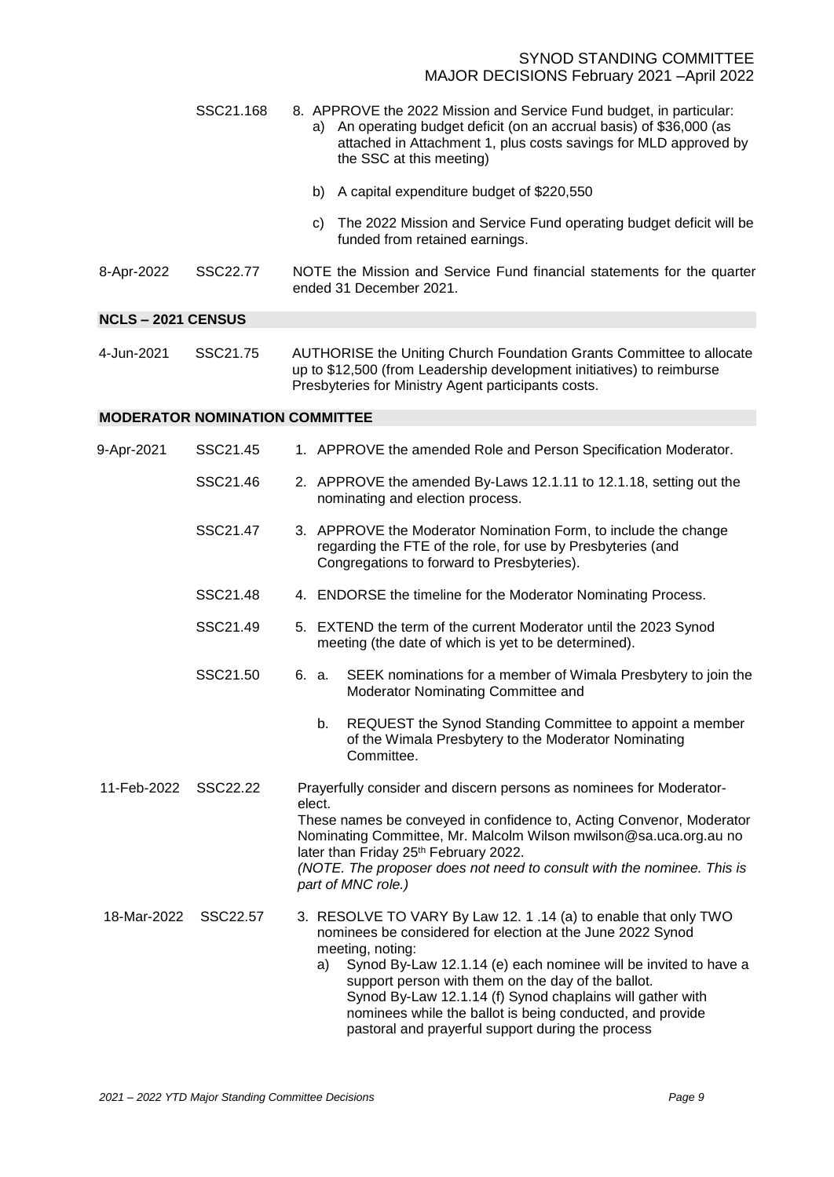| Date | Ref | Decision |
|---|---|---|
| | SSC21.168 | 8. APPROVE the 2022 Mission and Service Fund budget, in particular:<br>a) An operating budget deficit (on an accrual basis) of $36,000 (as attached in Attachment 1, plus costs savings for MLD approved by the SSC at this meeting)<br>b) A capital expenditure budget of $220,550<br>c) The 2022 Mission and Service Fund operating budget deficit will be funded from retained earnings. |
| 8-Apr-2022 | SSC22.77 | NOTE the Mission and Service Fund financial statements for the quarter ended 31 December 2021. |
| **NCLS – 2021 CENSUS** | | |
| 4-Jun-2021 | SSC21.75 | AUTHORISE the Uniting Church Foundation Grants Committee to allocate up to $12,500 (from Leadership development initiatives) to reimburse Presbyteries for Ministry Agent participants costs. |
| **MODERATOR NOMINATION COMMITTEE** | | |
| 9-Apr-2021 | SSC21.45 | 1. APPROVE the amended Role and Person Specification Moderator. |
| | SSC21.46 | 2. APPROVE the amended By-Laws 12.1.11 to 12.1.18, setting out the nominating and election process. |
| | SSC21.47 | 3. APPROVE the Moderator Nomination Form, to include the change regarding the FTE of the role, for use by Presbyteries (and Congregations to forward to Presbyteries). |
| | SSC21.48 | 4. ENDORSE the timeline for the Moderator Nominating Process. |
| | SSC21.49 | 5. EXTEND the term of the current Moderator until the 2023 Synod meeting (the date of which is yet to be determined). |
| | SSC21.50 | 6. a. SEEK nominations for a member of Wimala Presbytery to join the Moderator Nominating Committee and<br>b. REQUEST the Synod Standing Committee to appoint a member of the Wimala Presbytery to the Moderator Nominating Committee. |
| 11-Feb-2022 | SSC22.22 | Prayerfully consider and discern persons as nominees for Moderator-elect.<br>These names be conveyed in confidence to, Acting Convenor, Moderator Nominating Committee, Mr. Malcolm Wilson mwilson@sa.uca.org.au no later than Friday 25th February 2022.<br>*(NOTE. The proposer does not need to consult with the nominee. This is part of MNC role.)* |
| 18-Mar-2022 | SSC22.57 | 3. RESOLVE TO VARY By Law 12. 1 .14 (a) to enable that only TWO nominees be considered for election at the June 2022 Synod meeting, noting:<br>a) Synod By-Law 12.1.14 (e) each nominee will be invited to have a support person with them on the day of the ballot.<br>Synod By-Law 12.1.14 (f) Synod chaplains will gather with nominees while the ballot is being conducted, and provide pastoral and prayerful support during the process |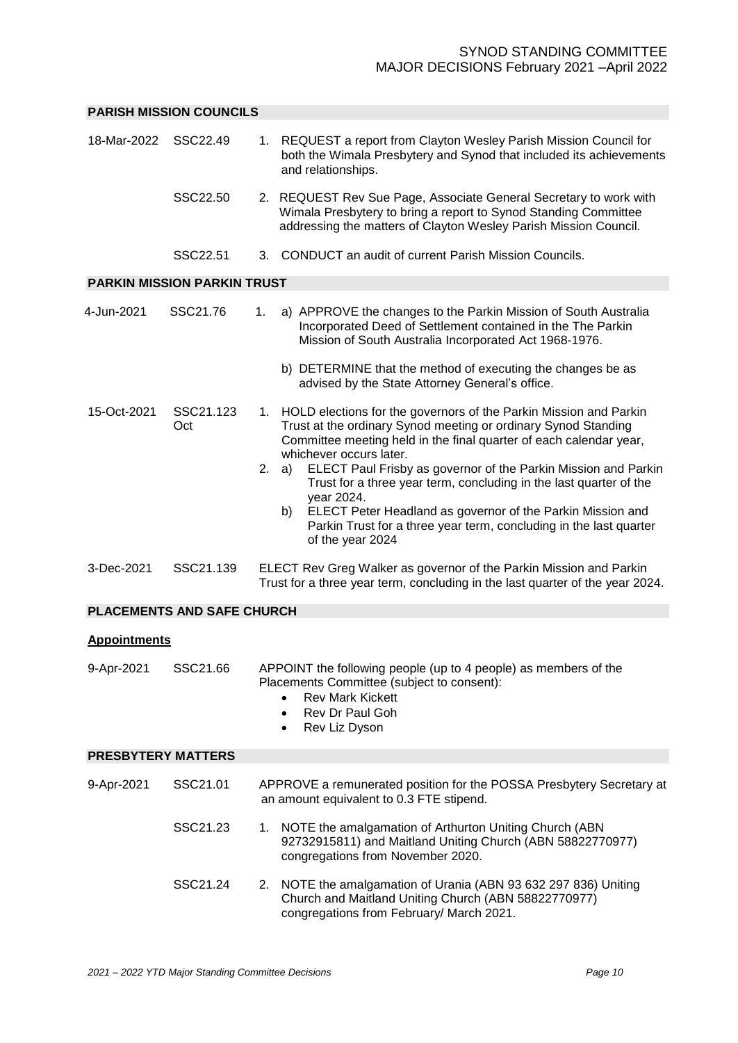## PARISH MISSION COUNCILS

| Date | Ref | Decision |
|---|---|---|
| 18-Mar-2022 | SSC22.49 | 1. REQUEST a report from Clayton Wesley Parish Mission Council for both the Wimala Presbytery and Synod that included its achievements and relationships. |
| | SSC22.50 | 2. REQUEST Rev Sue Page, Associate General Secretary to work with Wimala Presbytery to bring a report to Synod Standing Committee addressing the matters of Clayton Wesley Parish Mission Council. |
| | SSC22.51 | 3. CONDUCT an audit of current Parish Mission Councils. |

## PARKIN MISSION PARKIN TRUST

| Date | Ref | Decision |
|---|---|---|
| 4-Jun-2021 | SSC21.76 | 1. a) APPROVE the changes to the Parkin Mission of South Australia Incorporated Deed of Settlement contained in the The Parkin Mission of South Australia Incorporated Act 1968-1976.<br>b) DETERMINE that the method of executing the changes be as advised by the State Attorney General's office. |
| 15-Oct-2021 | SSC21.123 Oct | 1. HOLD elections for the governors of the Parkin Mission and Parkin Trust at the ordinary Synod meeting or ordinary Synod Standing Committee meeting held in the final quarter of each calendar year, whichever occurs later.<br>2. a) ELECT Paul Frisby as governor of the Parkin Mission and Parkin Trust for a three year term, concluding in the last quarter of the year 2024.<br>b) ELECT Peter Headland as governor of the Parkin Mission and Parkin Trust for a three year term, concluding in the last quarter of the year 2024 |
| 3-Dec-2021 | SSC21.139 | ELECT Rev Greg Walker as governor of the Parkin Mission and Parkin Trust for a three year term, concluding in the last quarter of the year 2024. |

## PLACEMENTS AND SAFE CHURCH

### Appointments

| Date | Ref | Decision |
|---|---|---|
| 9-Apr-2021 | SSC21.66 | APPOINT the following people (up to 4 people) as members of the Placements Committee (subject to consent):<br>• Rev Mark Kickett<br>• Rev Dr Paul Goh<br>• Rev Liz Dyson |

## PRESBYTERY MATTERS

| Date | Ref | Decision |
|---|---|---|
| 9-Apr-2021 | SSC21.01 | APPROVE a remunerated position for the POSSA Presbytery Secretary at an amount equivalent to 0.3 FTE stipend. |
| | SSC21.23 | 1. NOTE the amalgamation of Arthurton Uniting Church (ABN 92732915811) and Maitland Uniting Church (ABN 58822770977) congregations from November 2020. |
| | SSC21.24 | 2. NOTE the amalgamation of Urania (ABN 93 632 297 836) Uniting Church and Maitland Uniting Church (ABN 58822770977) congregations from February/ March 2021. |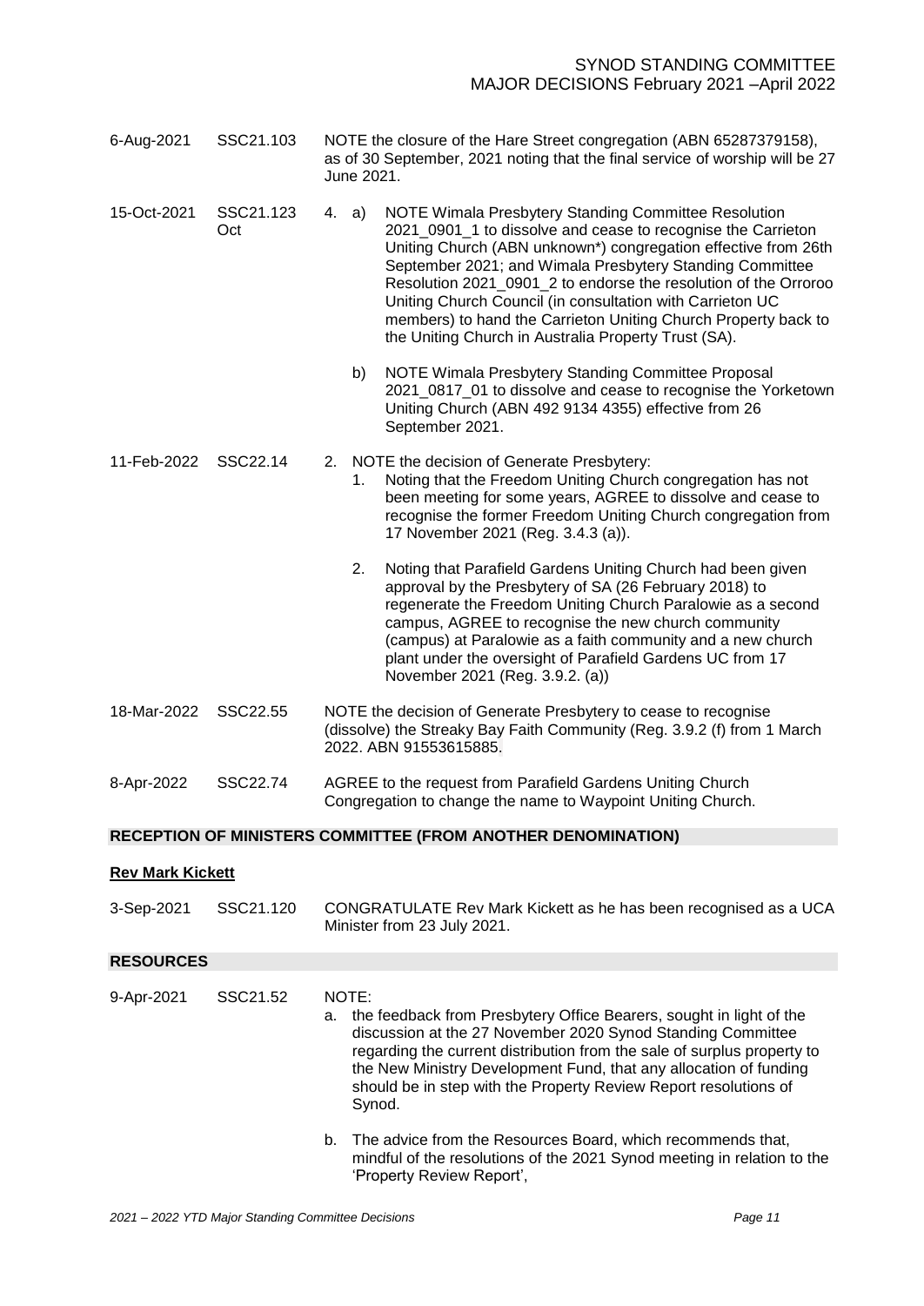| | | |
|---|---|---|
| 6-Aug-2021 | SSC21.103 | NOTE the closure of the Hare Street congregation (ABN 65287379158), as of 30 September, 2021 noting that the final service of worship will be 27 June 2021. |
| 15-Oct-2021 | SSC21.123 Oct | 4. a) NOTE Wimala Presbytery Standing Committee Resolution 2021_0901_1 to dissolve and cease to recognise the Carrieton Uniting Church (ABN unknown*) congregation effective from 26th September 2021; and Wimala Presbytery Standing Committee Resolution 2021_0901_2 to endorse the resolution of the Orroroo Uniting Church Council (in consultation with Carrieton UC members) to hand the Carrieton Uniting Church Property back to the Uniting Church in Australia Property Trust (SA).<br><br>b) NOTE Wimala Presbytery Standing Committee Proposal 2021_0817_01 to dissolve and cease to recognise the Yorketown Uniting Church (ABN 492 9134 4355) effective from 26 September 2021. |
| 11-Feb-2022 | SSC22.14 | 2. NOTE the decision of Generate Presbytery:<br>1. Noting that the Freedom Uniting Church congregation has not been meeting for some years, AGREE to dissolve and cease to recognise the former Freedom Uniting Church congregation from 17 November 2021 (Reg. 3.4.3 (a)).<br><br>2. Noting that Parafield Gardens Uniting Church had been given approval by the Presbytery of SA (26 February 2018) to regenerate the Freedom Uniting Church Paralowie as a second campus, AGREE to recognise the new church community (campus) at Paralowie as a faith community and a new church plant under the oversight of Parafield Gardens UC from 17 November 2021 (Reg. 3.9.2. (a)) |
| 18-Mar-2022 | SSC22.55 | NOTE the decision of Generate Presbytery to cease to recognise (dissolve) the Streaky Bay Faith Community (Reg. 3.9.2 (f) from 1 March 2022. ABN 91553615885. |
| 8-Apr-2022 | SSC22.74 | AGREE to the request from Parafield Gardens Uniting Church Congregation to change the name to Waypoint Uniting Church. |

## RECEPTION OF MINISTERS COMMITTEE (FROM ANOTHER DENOMINATION)

**Rev Mark Kickett**

| | | |
|---|---|---|
| 3-Sep-2021 | SSC21.120 | CONGRATULATE Rev Mark Kickett as he has been recognised as a UCA Minister from 23 July 2021. |

## RESOURCES

| | | |
|---|---|---|
| 9-Apr-2021 | SSC21.52 | NOTE:<br>a. the feedback from Presbytery Office Bearers, sought in light of the discussion at the 27 November 2020 Synod Standing Committee regarding the current distribution from the sale of surplus property to the New Ministry Development Fund, that any allocation of funding should be in step with the Property Review Report resolutions of Synod.<br><br>b. The advice from the Resources Board, which recommends that, mindful of the resolutions of the 2021 Synod meeting in relation to the 'Property Review Report', |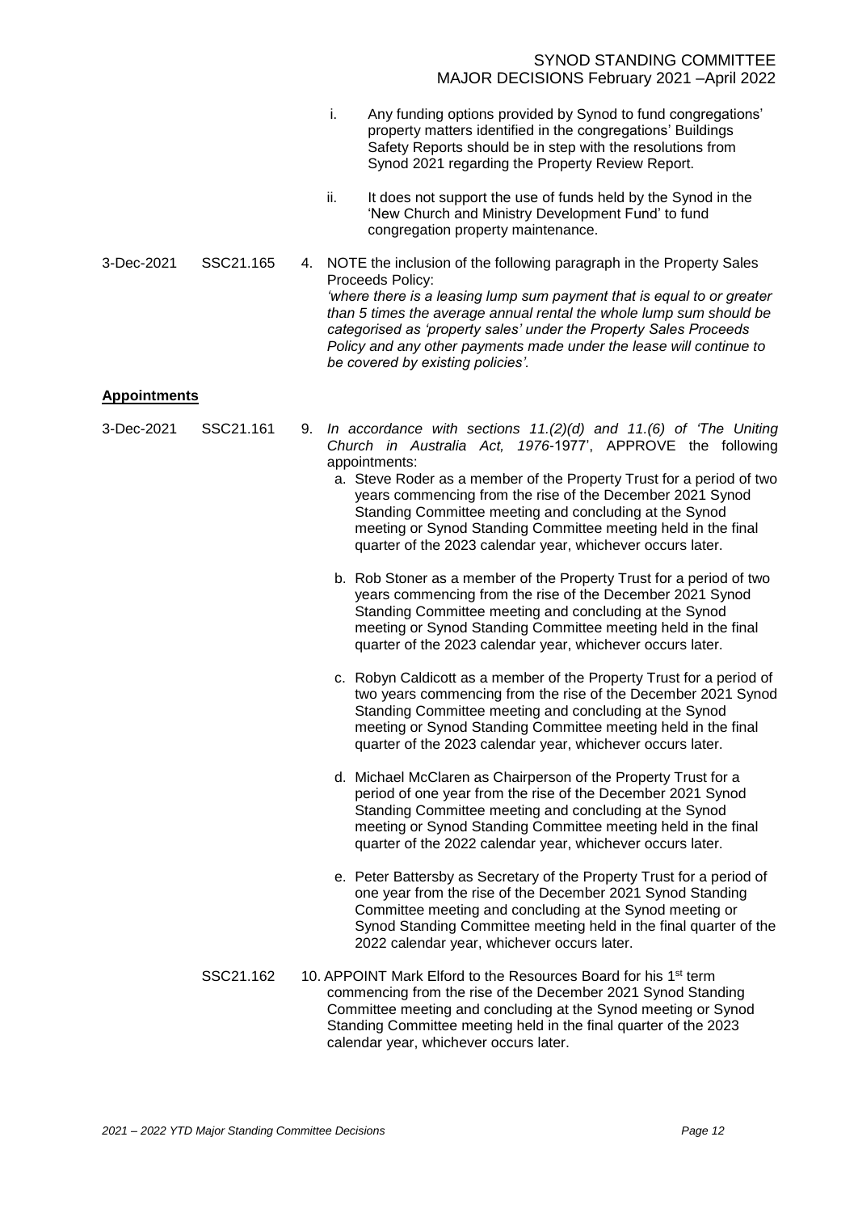i. Any funding options provided by Synod to fund congregations' property matters identified in the congregations' Buildings Safety Reports should be in step with the resolutions from Synod 2021 regarding the Property Review Report.

ii. It does not support the use of funds held by the Synod in the 'New Church and Ministry Development Fund' to fund congregation property maintenance.

3-Dec-2021 SSC21.165 4. NOTE the inclusion of the following paragraph in the Property Sales Proceeds Policy:
*'where there is a leasing lump sum payment that is equal to or greater than 5 times the average annual rental the whole lump sum should be categorised as 'property sales' under the Property Sales Proceeds Policy and any other payments made under the lease will continue to be covered by existing policies'.*

**Appointments**

3-Dec-2021 SSC21.161 9. *In accordance with sections 11.(2)(d) and 11.(6) of 'The Uniting Church in Australia Act, 1976*-1977', APPROVE the following appointments:

a. Steve Roder as a member of the Property Trust for a period of two years commencing from the rise of the December 2021 Synod Standing Committee meeting and concluding at the Synod meeting or Synod Standing Committee meeting held in the final quarter of the 2023 calendar year, whichever occurs later.

b. Rob Stoner as a member of the Property Trust for a period of two years commencing from the rise of the December 2021 Synod Standing Committee meeting and concluding at the Synod meeting or Synod Standing Committee meeting held in the final quarter of the 2023 calendar year, whichever occurs later.

c. Robyn Caldicott as a member of the Property Trust for a period of two years commencing from the rise of the December 2021 Synod Standing Committee meeting and concluding at the Synod meeting or Synod Standing Committee meeting held in the final quarter of the 2023 calendar year, whichever occurs later.

d. Michael McClaren as Chairperson of the Property Trust for a period of one year from the rise of the December 2021 Synod Standing Committee meeting and concluding at the Synod meeting or Synod Standing Committee meeting held in the final quarter of the 2022 calendar year, whichever occurs later.

e. Peter Battersby as Secretary of the Property Trust for a period of one year from the rise of the December 2021 Synod Standing Committee meeting and concluding at the Synod meeting or Synod Standing Committee meeting held in the final quarter of the 2022 calendar year, whichever occurs later.

SSC21.162 10. APPOINT Mark Elford to the Resources Board for his 1st term commencing from the rise of the December 2021 Synod Standing Committee meeting and concluding at the Synod meeting or Synod Standing Committee meeting held in the final quarter of the 2023 calendar year, whichever occurs later.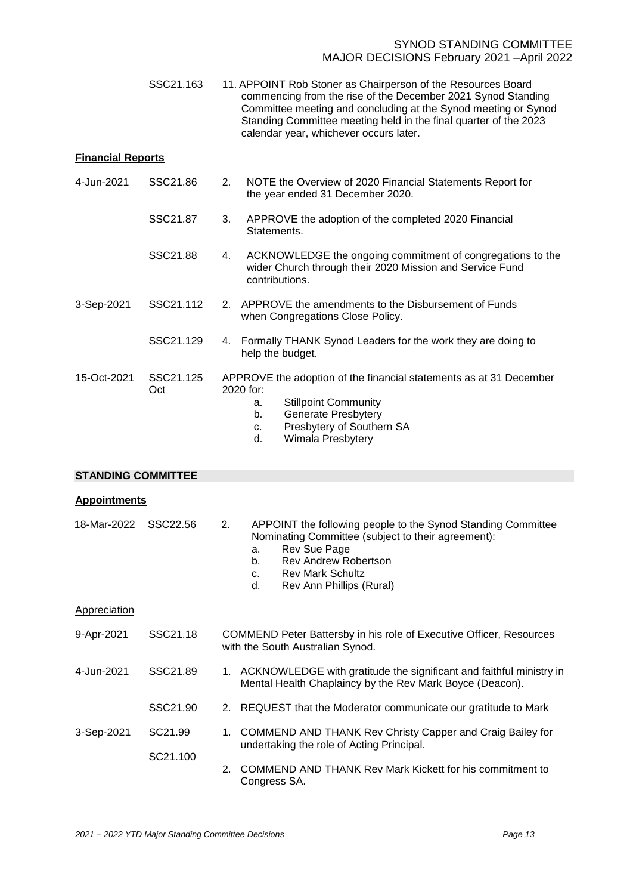| | | |
|---|---|---|
| | SSC21.163 | 11. APPOINT Rob Stoner as Chairperson of the Resources Board commencing from the rise of the December 2021 Synod Standing Committee meeting and concluding at the Synod meeting or Synod Standing Committee meeting held in the final quarter of the 2023 calendar year, whichever occurs later. |

**Financial Reports**

| | | |
|---|---|---|
| 4-Jun-2021 | SSC21.86 | 2. NOTE the Overview of 2020 Financial Statements Report for the year ended 31 December 2020. |
| | SSC21.87 | 3. APPROVE the adoption of the completed 2020 Financial Statements. |
| | SSC21.88 | 4. ACKNOWLEDGE the ongoing commitment of congregations to the wider Church through their 2020 Mission and Service Fund contributions. |
| 3-Sep-2021 | SSC21.112 | 2. APPROVE the amendments to the Disbursement of Funds when Congregations Close Policy. |
| | SSC21.129 | 4. Formally THANK Synod Leaders for the work they are doing to help the budget. |
| 15-Oct-2021 | SSC21.125 Oct | APPROVE the adoption of the financial statements as at 31 December 2020 for:<br>a. Stillpoint Community<br>b. Generate Presbytery<br>c. Presbytery of Southern SA<br>d. Wimala Presbytery |

## STANDING COMMITTEE

**Appointments**

| | | |
|---|---|---|
| 18-Mar-2022 | SSC22.56 | 2. APPOINT the following people to the Synod Standing Committee Nominating Committee (subject to their agreement):<br>a. Rev Sue Page<br>b. Rev Andrew Robertson<br>c. Rev Mark Schultz<br>d. Rev Ann Phillips (Rural) |

Appreciation

| | | |
|---|---|---|
| 9-Apr-2021 | SSC21.18 | COMMEND Peter Battersby in his role of Executive Officer, Resources with the South Australian Synod. |
| 4-Jun-2021 | SSC21.89 | 1. ACKNOWLEDGE with gratitude the significant and faithful ministry in Mental Health Chaplaincy by the Rev Mark Boyce (Deacon). |
| | SSC21.90 | 2. REQUEST that the Moderator communicate our gratitude to Mark |
| 3-Sep-2021 | SC21.99 | 1. COMMEND AND THANK Rev Christy Capper and Craig Bailey for undertaking the role of Acting Principal. |
| | SC21.100 | 2. COMMEND AND THANK Rev Mark Kickett for his commitment to Congress SA. |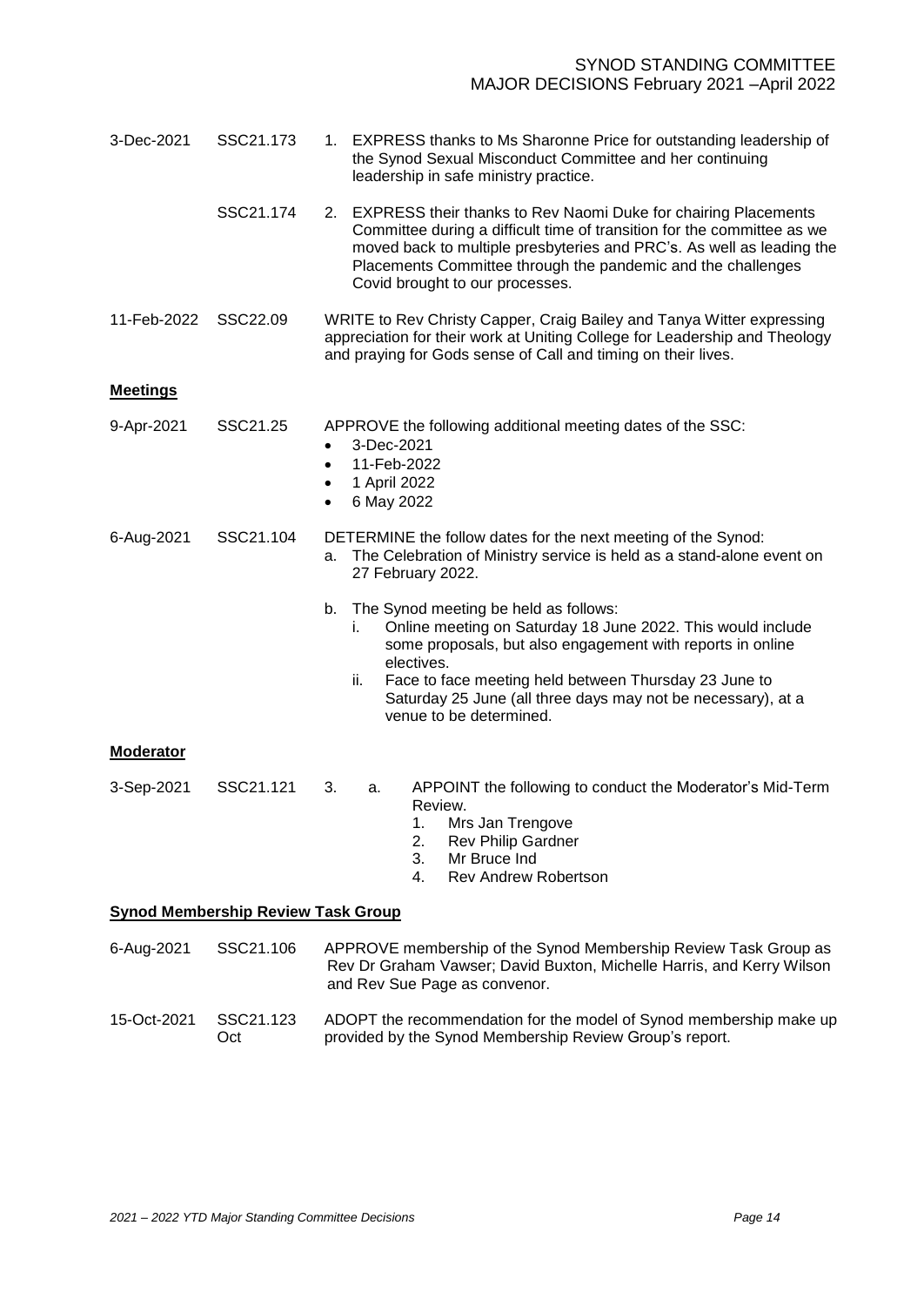| | | |
|---|---|---|
| 3-Dec-2021 | SSC21.173 | 1. EXPRESS thanks to Ms Sharonne Price for outstanding leadership of the Synod Sexual Misconduct Committee and her continuing leadership in safe ministry practice. |
| | SSC21.174 | 2. EXPRESS their thanks to Rev Naomi Duke for chairing Placements Committee during a difficult time of transition for the committee as we moved back to multiple presbyteries and PRC's. As well as leading the Placements Committee through the pandemic and the challenges Covid brought to our processes. |
| 11-Feb-2022 | SSC22.09 | WRITE to Rev Christy Capper, Craig Bailey and Tanya Witter expressing appreciation for their work at Uniting College for Leadership and Theology and praying for Gods sense of Call and timing on their lives. |

**Meetings**

| | | |
|---|---|---|
| 9-Apr-2021 | SSC21.25 | APPROVE the following additional meeting dates of the SSC:<br>• 3-Dec-2021<br>• 11-Feb-2022<br>• 1 April 2022<br>• 6 May 2022 |
| 6-Aug-2021 | SSC21.104 | DETERMINE the follow dates for the next meeting of the Synod:<br>a. The Celebration of Ministry service is held as a stand-alone event on 27 February 2022.<br>b. The Synod meeting be held as follows:<br>i. Online meeting on Saturday 18 June 2022. This would include some proposals, but also engagement with reports in online electives.<br>ii. Face to face meeting held between Thursday 23 June to Saturday 25 June (all three days may not be necessary), at a venue to be determined. |

**Moderator**

| | | |
|---|---|---|
| 3-Sep-2021 | SSC21.121 | 3. a. APPOINT the following to conduct the Moderator's Mid-Term Review.<br>1. Mrs Jan Trengove<br>2. Rev Philip Gardner<br>3. Mr Bruce Ind<br>4. Rev Andrew Robertson |

**Synod Membership Review Task Group**

| | | |
|---|---|---|
| 6-Aug-2021 | SSC21.106 | APPROVE membership of the Synod Membership Review Task Group as Rev Dr Graham Vawser; David Buxton, Michelle Harris, and Kerry Wilson and Rev Sue Page as convenor. |
| 15-Oct-2021 | SSC21.123 Oct | ADOPT the recommendation for the model of Synod membership make up provided by the Synod Membership Review Group's report. |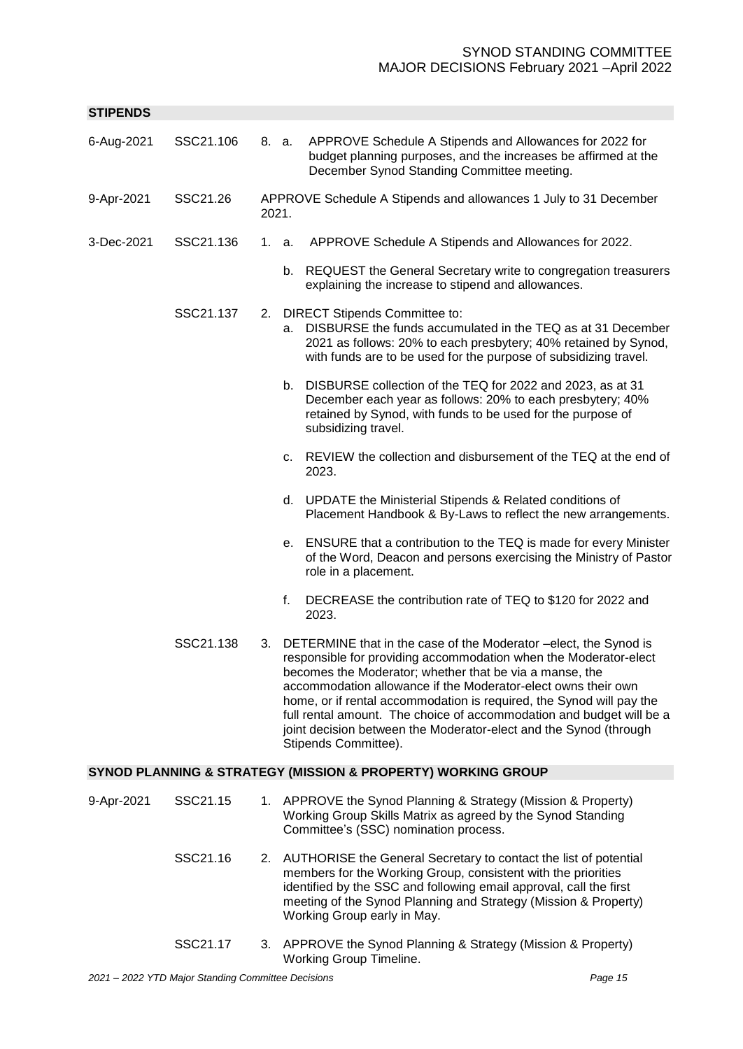## STIPENDS

| Date | Ref | Decision |
|---|---|---|
| 6-Aug-2021 | SSC21.106 | 8. a. APPROVE Schedule A Stipends and Allowances for 2022 for budget planning purposes, and the increases be affirmed at the December Synod Standing Committee meeting. |
| 9-Apr-2021 | SSC21.26 | APPROVE Schedule A Stipends and allowances 1 July to 31 December 2021. |
| 3-Dec-2021 | SSC21.136 | 1. a. APPROVE Schedule A Stipends and Allowances for 2022.<br>b. REQUEST the General Secretary write to congregation treasurers explaining the increase to stipend and allowances. |
| | SSC21.137 | 2. DIRECT Stipends Committee to:<br>a. DISBURSE the funds accumulated in the TEQ as at 31 December 2021 as follows: 20% to each presbytery; 40% retained by Synod, with funds are to be used for the purpose of subsidizing travel.<br>b. DISBURSE collection of the TEQ for 2022 and 2023, as at 31 December each year as follows: 20% to each presbytery; 40% retained by Synod, with funds to be used for the purpose of subsidizing travel.<br>c. REVIEW the collection and disbursement of the TEQ at the end of 2023.<br>d. UPDATE the Ministerial Stipends & Related conditions of Placement Handbook & By-Laws to reflect the new arrangements.<br>e. ENSURE that a contribution to the TEQ is made for every Minister of the Word, Deacon and persons exercising the Ministry of Pastor role in a placement.<br>f. DECREASE the contribution rate of TEQ to $120 for 2022 and 2023. |
| | SSC21.138 | 3. DETERMINE that in the case of the Moderator –elect, the Synod is responsible for providing accommodation when the Moderator-elect becomes the Moderator; whether that be via a manse, the accommodation allowance if the Moderator-elect owns their own home, or if rental accommodation is required, the Synod will pay the full rental amount. The choice of accommodation and budget will be a joint decision between the Moderator-elect and the Synod (through Stipends Committee). |

## SYNOD PLANNING & STRATEGY (MISSION & PROPERTY) WORKING GROUP

| Date | Ref | Decision |
|---|---|---|
| 9-Apr-2021 | SSC21.15 | 1. APPROVE the Synod Planning & Strategy (Mission & Property) Working Group Skills Matrix as agreed by the Synod Standing Committee's (SSC) nomination process. |
| | SSC21.16 | 2. AUTHORISE the General Secretary to contact the list of potential members for the Working Group, consistent with the priorities identified by the SSC and following email approval, call the first meeting of the Synod Planning and Strategy (Mission & Property) Working Group early in May. |
| | SSC21.17 | 3. APPROVE the Synod Planning & Strategy (Mission & Property) Working Group Timeline. |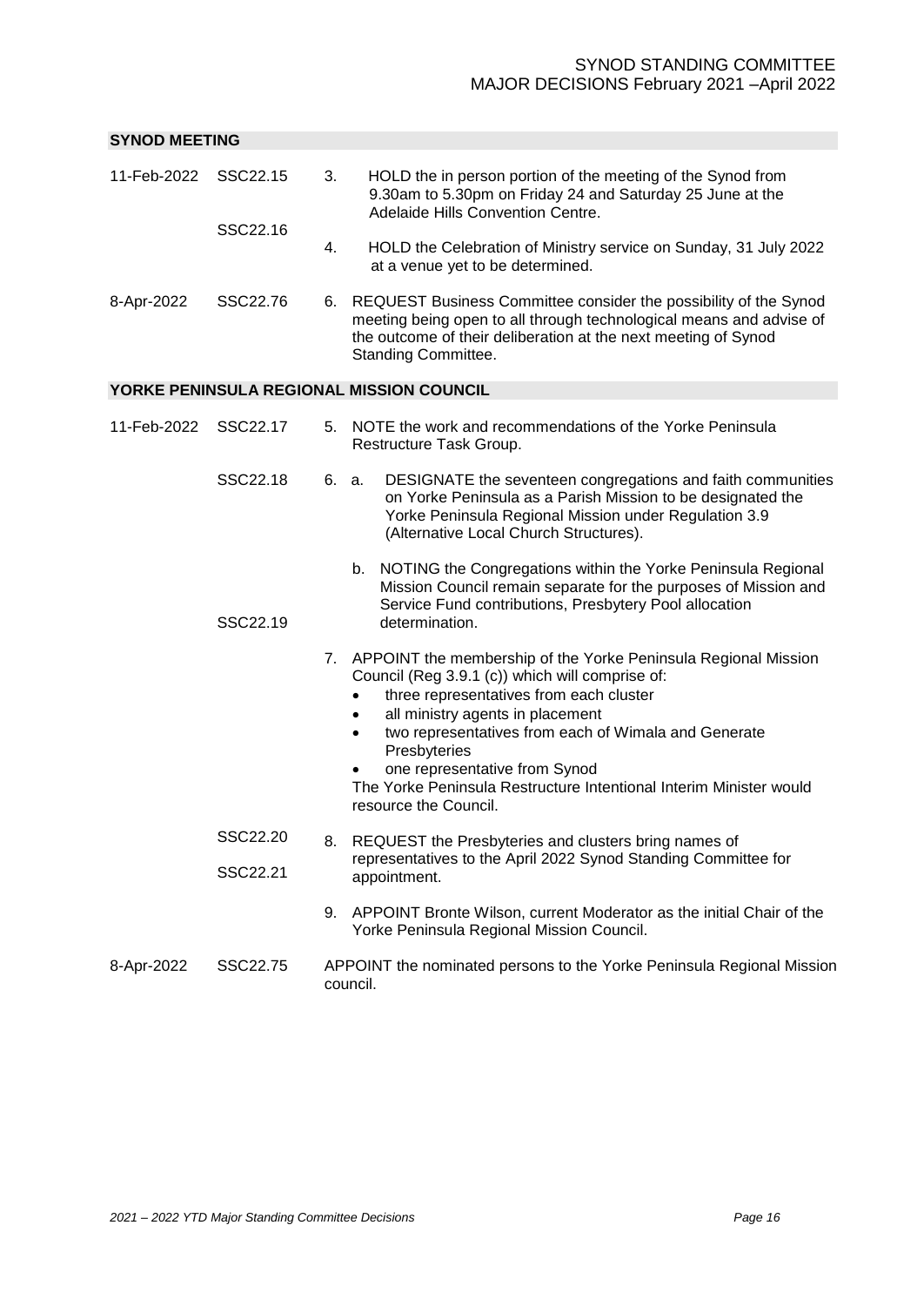## SYNOD MEETING

| Date | Ref | Decision |
|---|---|---|
| 11-Feb-2022 | SSC22.15 | 3. HOLD the in person portion of the meeting of the Synod from 9.30am to 5.30pm on Friday 24 and Saturday 25 June at the Adelaide Hills Convention Centre. |
| | SSC22.16 | 4. HOLD the Celebration of Ministry service on Sunday, 31 July 2022 at a venue yet to be determined. |
| 8-Apr-2022 | SSC22.76 | 6. REQUEST Business Committee consider the possibility of the Synod meeting being open to all through technological means and advise of the outcome of their deliberation at the next meeting of Synod Standing Committee. |

## YORKE PENINSULA REGIONAL MISSION COUNCIL

| Date | Ref | Decision |
|---|---|---|
| 11-Feb-2022 | SSC22.17 | 5. NOTE the work and recommendations of the Yorke Peninsula Restructure Task Group. |
| | SSC22.18 | 6. a. DESIGNATE the seventeen congregations and faith communities on Yorke Peninsula as a Parish Mission to be designated the Yorke Peninsula Regional Mission under Regulation 3.9 (Alternative Local Church Structures).<br><br>b. NOTING the Congregations within the Yorke Peninsula Regional Mission Council remain separate for the purposes of Mission and Service Fund contributions, Presbytery Pool allocation determination. |
| | SSC22.19 | 7. APPOINT the membership of the Yorke Peninsula Regional Mission Council (Reg 3.9.1 (c)) which will comprise of:<br>• three representatives from each cluster<br>• all ministry agents in placement<br>• two representatives from each of Wimala and Generate Presbyteries<br>• one representative from Synod<br>The Yorke Peninsula Restructure Intentional Interim Minister would resource the Council. |
| | SSC22.20 | 8. REQUEST the Presbyteries and clusters bring names of representatives to the April 2022 Synod Standing Committee for appointment. |
| | SSC22.21 | 9. APPOINT Bronte Wilson, current Moderator as the initial Chair of the Yorke Peninsula Regional Mission Council. |
| 8-Apr-2022 | SSC22.75 | APPOINT the nominated persons to the Yorke Peninsula Regional Mission council. |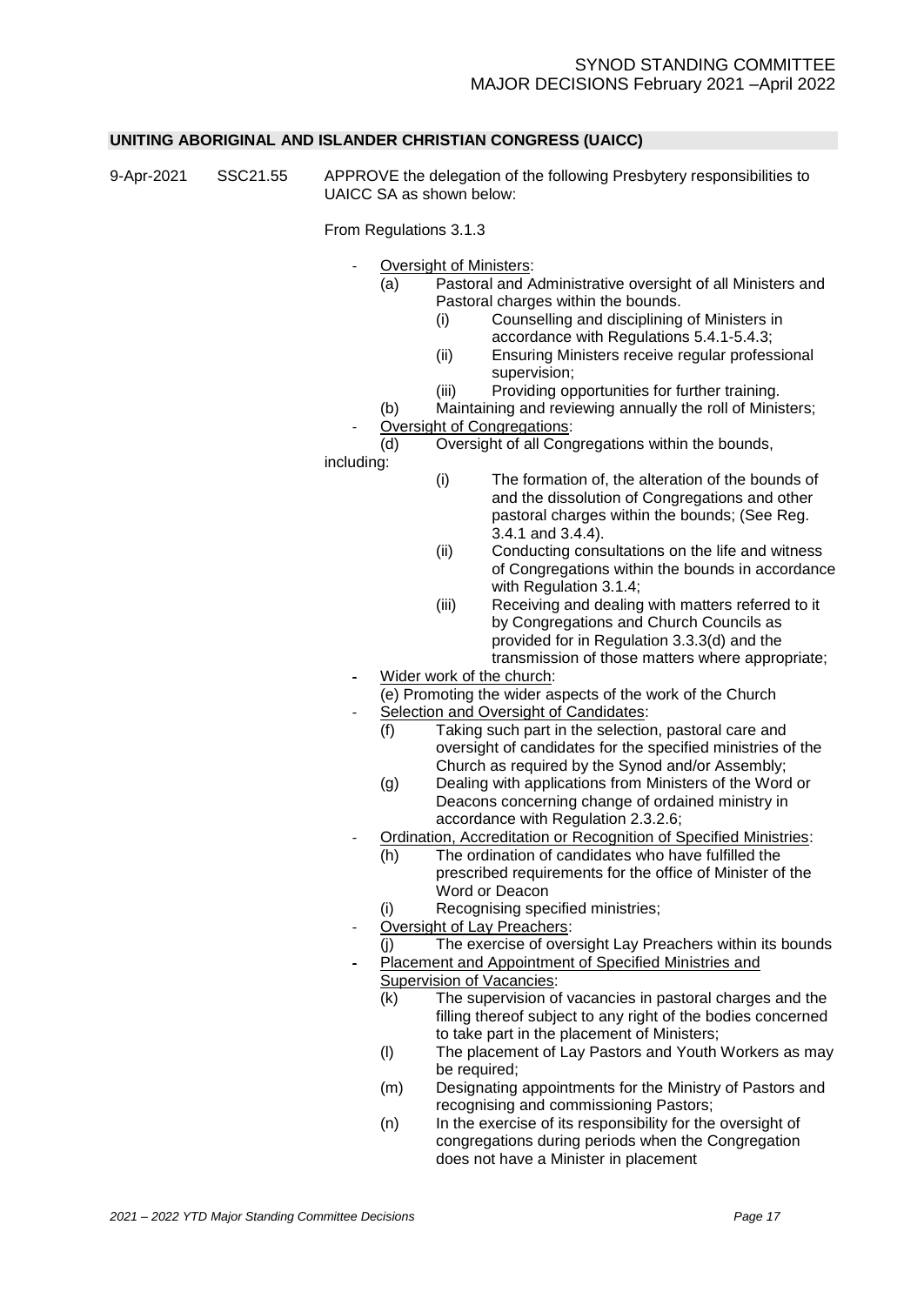## UNITING ABORIGINAL AND ISLANDER CHRISTIAN CONGRESS (UAICC)

9-Apr-2021 SSC21.55 APPROVE the delegation of the following Presbytery responsibilities to UAICC SA as shown below:

From Regulations 3.1.3

- Oversight of Ministers:
  - (a) Pastoral and Administrative oversight of all Ministers and Pastoral charges within the bounds.
    - (i) Counselling and disciplining of Ministers in accordance with Regulations 5.4.1-5.4.3;
    - (ii) Ensuring Ministers receive regular professional supervision;
    - (iii) Providing opportunities for further training.
  - (b) Maintaining and reviewing annually the roll of Ministers;
- Oversight of Congregations:
  - (d) Oversight of all Congregations within the bounds,

including:

- (i) The formation of, the alteration of the bounds of and the dissolution of Congregations and other pastoral charges within the bounds; (See Reg. 3.4.1 and 3.4.4).
- (ii) Conducting consultations on the life and witness of Congregations within the bounds in accordance with Regulation 3.1.4;
- (iii) Receiving and dealing with matters referred to it by Congregations and Church Councils as provided for in Regulation 3.3.3(d) and the transmission of those matters where appropriate;

- Wider work of the church:
  - (e) Promoting the wider aspects of the work of the Church
- Selection and Oversight of Candidates:
  - (f) Taking such part in the selection, pastoral care and oversight of candidates for the specified ministries of the Church as required by the Synod and/or Assembly;
  - (g) Dealing with applications from Ministers of the Word or Deacons concerning change of ordained ministry in accordance with Regulation 2.3.2.6;
- Ordination, Accreditation or Recognition of Specified Ministries:
  - (h) The ordination of candidates who have fulfilled the prescribed requirements for the office of Minister of the Word or Deacon
  - (i) Recognising specified ministries;
- Oversight of Lay Preachers:
  - (j) The exercise of oversight Lay Preachers within its bounds
- Placement and Appointment of Specified Ministries and Supervision of Vacancies:
  - (k) The supervision of vacancies in pastoral charges and the filling thereof subject to any right of the bodies concerned to take part in the placement of Ministers;
  - (l) The placement of Lay Pastors and Youth Workers as may be required;
  - (m) Designating appointments for the Ministry of Pastors and recognising and commissioning Pastors;
  - (n) In the exercise of its responsibility for the oversight of congregations during periods when the Congregation does not have a Minister in placement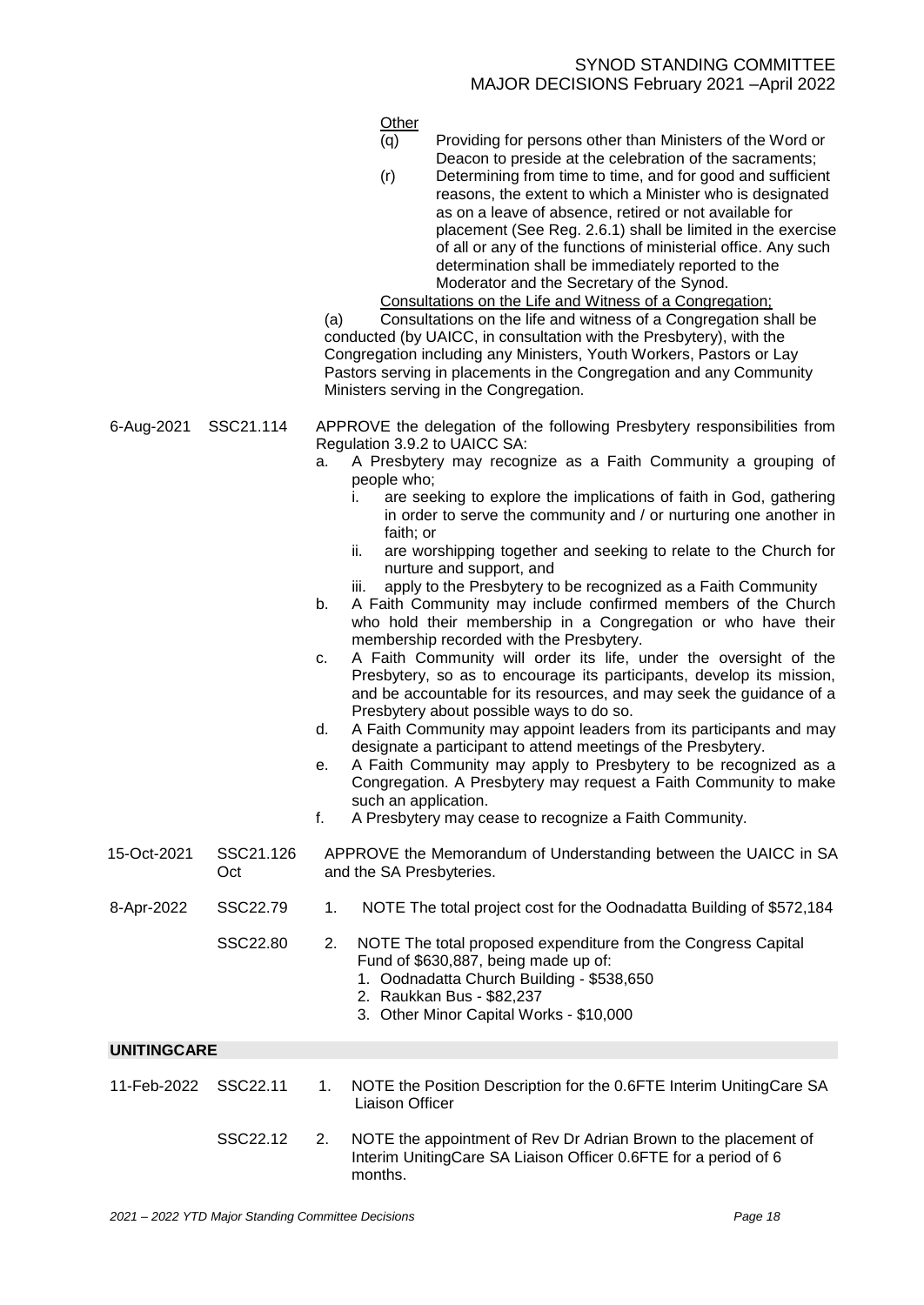Other

(q) Providing for persons other than Ministers of the Word or Deacon to preside at the celebration of the sacraments;

(r) Determining from time to time, and for good and sufficient reasons, the extent to which a Minister who is designated as on a leave of absence, retired or not available for placement (See Reg. 2.6.1) shall be limited in the exercise of all or any of the functions of ministerial office. Any such determination shall be immediately reported to the Moderator and the Secretary of the Synod.

Consultations on the Life and Witness of a Congregation;

(a) Consultations on the life and witness of a Congregation shall be conducted (by UAICC, in consultation with the Presbytery), with the Congregation including any Ministers, Youth Workers, Pastors or Lay Pastors serving in placements in the Congregation and any Community Ministers serving in the Congregation.

| | | |
|---|---|---|
| 6-Aug-2021 | SSC21.114 | APPROVE the delegation of the following Presbytery responsibilities from Regulation 3.9.2 to UAICC SA:<br>a. A Presbytery may recognize as a Faith Community a grouping of people who;<br>i. are seeking to explore the implications of faith in God, gathering in order to serve the community and / or nurturing one another in faith; or<br>ii. are worshipping together and seeking to relate to the Church for nurture and support, and<br>iii. apply to the Presbytery to be recognized as a Faith Community<br>b. A Faith Community may include confirmed members of the Church who hold their membership in a Congregation or who have their membership recorded with the Presbytery.<br>c. A Faith Community will order its life, under the oversight of the Presbytery, so as to encourage its participants, develop its mission, and be accountable for its resources, and may seek the guidance of a Presbytery about possible ways to do so.<br>d. A Faith Community may appoint leaders from its participants and may designate a participant to attend meetings of the Presbytery.<br>e. A Faith Community may apply to Presbytery to be recognized as a Congregation. A Presbytery may request a Faith Community to make such an application.<br>f. A Presbytery may cease to recognize a Faith Community. |
| 15-Oct-2021 | SSC21.126 Oct | APPROVE the Memorandum of Understanding between the UAICC in SA and the SA Presbyteries. |
| 8-Apr-2022 | SSC22.79 | 1. NOTE The total project cost for the Oodnadatta Building of $572,184 |
| | SSC22.80 | 2. NOTE The total proposed expenditure from the Congress Capital Fund of $630,887, being made up of:<br>1. Oodnadatta Church Building - $538,650<br>2. Raukkan Bus - $82,237<br>3. Other Minor Capital Works - $10,000 |

**UNITINGCARE**

| | | |
|---|---|---|
| 11-Feb-2022 | SSC22.11 | 1. NOTE the Position Description for the 0.6FTE Interim UnitingCare SA Liaison Officer |
| | SSC22.12 | 2. NOTE the appointment of Rev Dr Adrian Brown to the placement of Interim UnitingCare SA Liaison Officer 0.6FTE for a period of 6 months. |